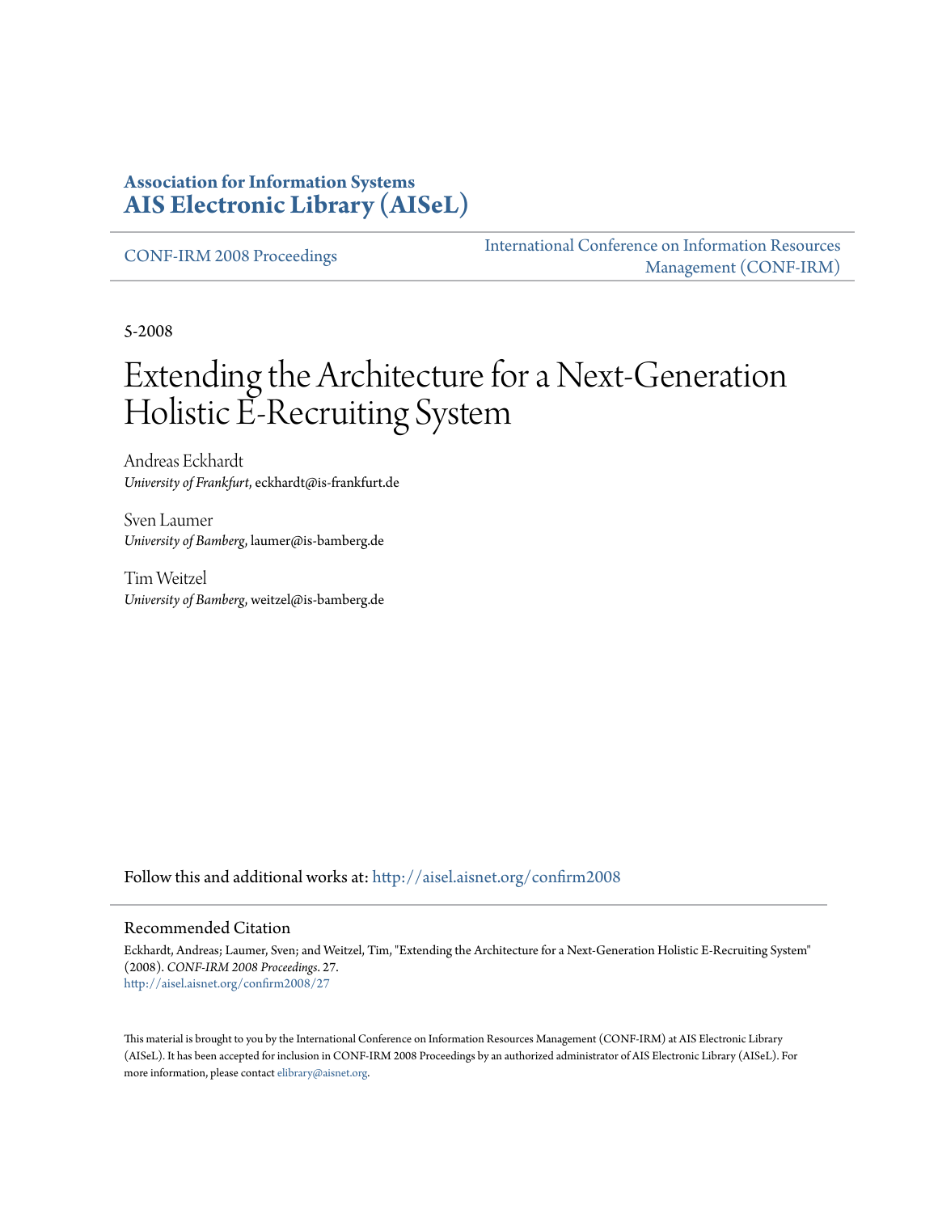**Association for Information Systems**
**AIS Electronic Library (AISeL)**

CONF-IRM 2008 Proceedings

International Conference on Information Resources Management (CONF-IRM)

5-2008

# Extending the Architecture for a Next-Generation Holistic E-Recruiting System

Andreas Eckhardt
*University of Frankfurt*, eckhardt@is-frankfurt.de

Sven Laumer
*University of Bamberg*, laumer@is-bamberg.de

Tim Weitzel
*University of Bamberg*, weitzel@is-bamberg.de

Follow this and additional works at: http://aisel.aisnet.org/confirm2008

## Recommended Citation

Eckhardt, Andreas; Laumer, Sven; and Weitzel, Tim, "Extending the Architecture for a Next-Generation Holistic E-Recruiting System" (2008). *CONF-IRM 2008 Proceedings*. 27.
http://aisel.aisnet.org/confirm2008/27

This material is brought to you by the International Conference on Information Resources Management (CONF-IRM) at AIS Electronic Library (AISeL). It has been accepted for inclusion in CONF-IRM 2008 Proceedings by an authorized administrator of AIS Electronic Library (AISeL). For more information, please contact elibrary@aisnet.org.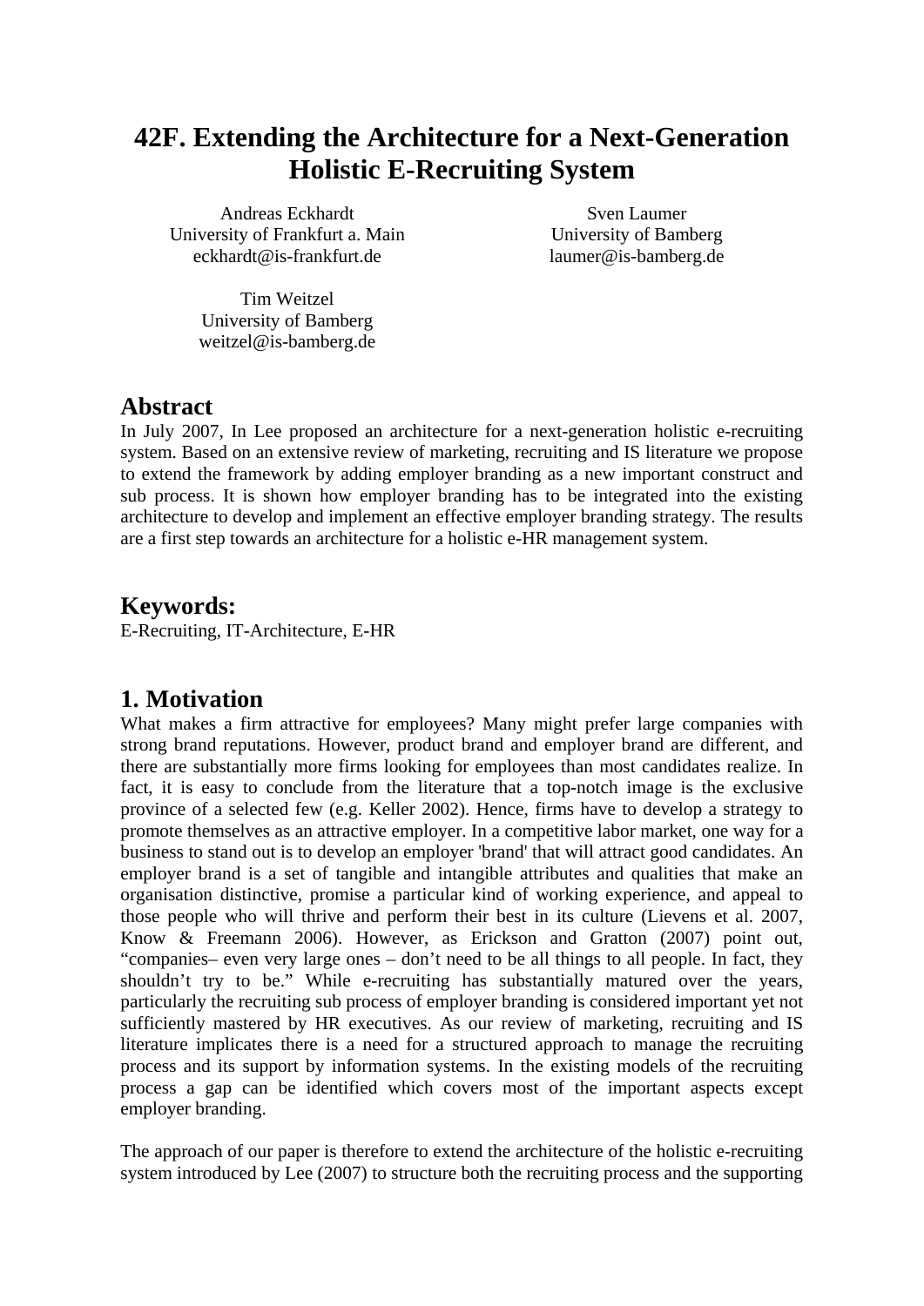# 42F. Extending the Architecture for a Next-Generation Holistic E-Recruiting System

Andreas Eckhardt
University of Frankfurt a. Main
eckhardt@is-frankfurt.de

Sven Laumer
University of Bamberg
laumer@is-bamberg.de

Tim Weitzel
University of Bamberg
weitzel@is-bamberg.de

## Abstract

In July 2007, In Lee proposed an architecture for a next-generation holistic e-recruiting system. Based on an extensive review of marketing, recruiting and IS literature we propose to extend the framework by adding employer branding as a new important construct and sub process. It is shown how employer branding has to be integrated into the existing architecture to develop and implement an effective employer branding strategy. The results are a first step towards an architecture for a holistic e-HR management system.

## Keywords:

E-Recruiting, IT-Architecture, E-HR

## 1. Motivation

What makes a firm attractive for employees? Many might prefer large companies with strong brand reputations. However, product brand and employer brand are different, and there are substantially more firms looking for employees than most candidates realize. In fact, it is easy to conclude from the literature that a top-notch image is the exclusive province of a selected few (e.g. Keller 2002). Hence, firms have to develop a strategy to promote themselves as an attractive employer. In a competitive labor market, one way for a business to stand out is to develop an employer 'brand' that will attract good candidates. An employer brand is a set of tangible and intangible attributes and qualities that make an organisation distinctive, promise a particular kind of working experience, and appeal to those people who will thrive and perform their best in its culture (Lievens et al. 2007, Know & Freemann 2006). However, as Erickson and Gratton (2007) point out, "companies– even very large ones – don't need to be all things to all people. In fact, they shouldn't try to be." While e-recruiting has substantially matured over the years, particularly the recruiting sub process of employer branding is considered important yet not sufficiently mastered by HR executives. As our review of marketing, recruiting and IS literature implicates there is a need for a structured approach to manage the recruiting process and its support by information systems. In the existing models of the recruiting process a gap can be identified which covers most of the important aspects except employer branding.

The approach of our paper is therefore to extend the architecture of the holistic e-recruiting system introduced by Lee (2007) to structure both the recruiting process and the supporting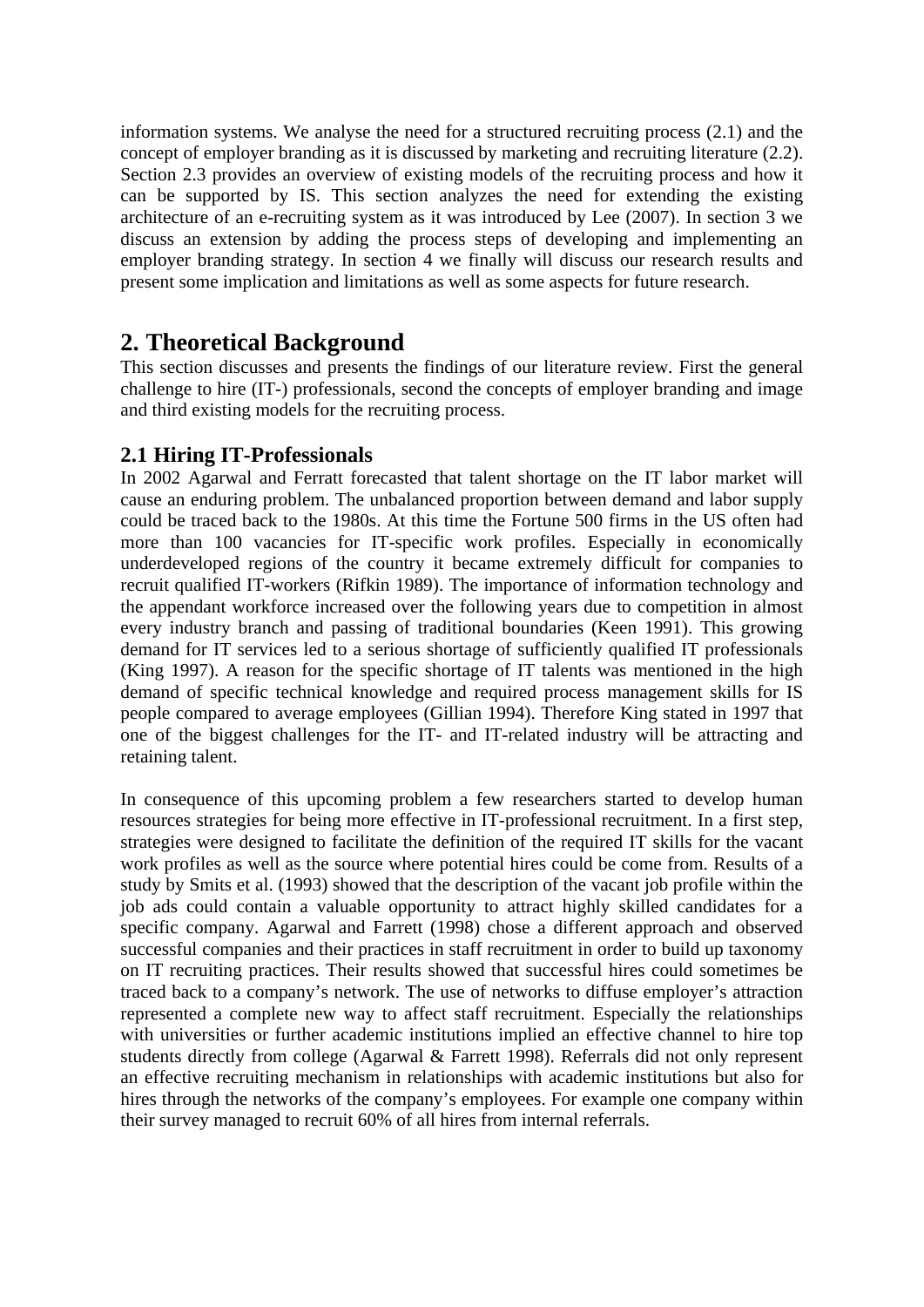information systems. We analyse the need for a structured recruiting process (2.1) and the concept of employer branding as it is discussed by marketing and recruiting literature (2.2). Section 2.3 provides an overview of existing models of the recruiting process and how it can be supported by IS. This section analyzes the need for extending the existing architecture of an e-recruiting system as it was introduced by Lee (2007). In section 3 we discuss an extension by adding the process steps of developing and implementing an employer branding strategy. In section 4 we finally will discuss our research results and present some implication and limitations as well as some aspects for future research.

# 2. Theoretical Background

This section discusses and presents the findings of our literature review. First the general challenge to hire (IT-) professionals, second the concepts of employer branding and image and third existing models for the recruiting process.

## 2.1 Hiring IT-Professionals

In 2002 Agarwal and Ferratt forecasted that talent shortage on the IT labor market will cause an enduring problem. The unbalanced proportion between demand and labor supply could be traced back to the 1980s. At this time the Fortune 500 firms in the US often had more than 100 vacancies for IT-specific work profiles. Especially in economically underdeveloped regions of the country it became extremely difficult for companies to recruit qualified IT-workers (Rifkin 1989). The importance of information technology and the appendant workforce increased over the following years due to competition in almost every industry branch and passing of traditional boundaries (Keen 1991). This growing demand for IT services led to a serious shortage of sufficiently qualified IT professionals (King 1997). A reason for the specific shortage of IT talents was mentioned in the high demand of specific technical knowledge and required process management skills for IS people compared to average employees (Gillian 1994). Therefore King stated in 1997 that one of the biggest challenges for the IT- and IT-related industry will be attracting and retaining talent.

In consequence of this upcoming problem a few researchers started to develop human resources strategies for being more effective in IT-professional recruitment. In a first step, strategies were designed to facilitate the definition of the required IT skills for the vacant work profiles as well as the source where potential hires could be come from. Results of a study by Smits et al. (1993) showed that the description of the vacant job profile within the job ads could contain a valuable opportunity to attract highly skilled candidates for a specific company. Agarwal and Farrett (1998) chose a different approach and observed successful companies and their practices in staff recruitment in order to build up taxonomy on IT recruiting practices. Their results showed that successful hires could sometimes be traced back to a company's network. The use of networks to diffuse employer's attraction represented a complete new way to affect staff recruitment. Especially the relationships with universities or further academic institutions implied an effective channel to hire top students directly from college (Agarwal & Farrett 1998). Referrals did not only represent an effective recruiting mechanism in relationships with academic institutions but also for hires through the networks of the company's employees. For example one company within their survey managed to recruit 60% of all hires from internal referrals.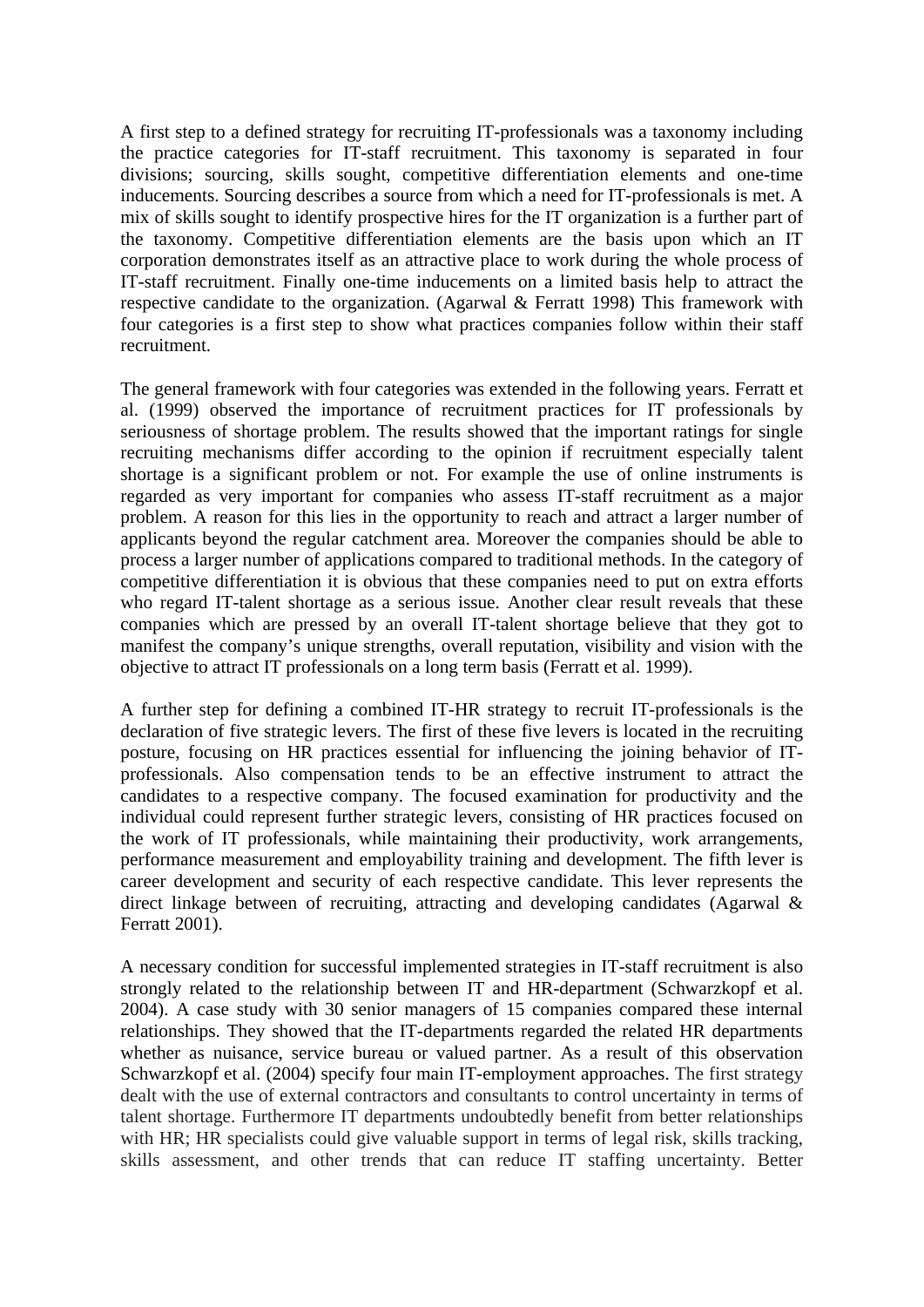A first step to a defined strategy for recruiting IT-professionals was a taxonomy including the practice categories for IT-staff recruitment. This taxonomy is separated in four divisions; sourcing, skills sought, competitive differentiation elements and one-time inducements. Sourcing describes a source from which a need for IT-professionals is met. A mix of skills sought to identify prospective hires for the IT organization is a further part of the taxonomy. Competitive differentiation elements are the basis upon which an IT corporation demonstrates itself as an attractive place to work during the whole process of IT-staff recruitment. Finally one-time inducements on a limited basis help to attract the respective candidate to the organization. (Agarwal & Ferratt 1998) This framework with four categories is a first step to show what practices companies follow within their staff recruitment.

The general framework with four categories was extended in the following years. Ferratt et al. (1999) observed the importance of recruitment practices for IT professionals by seriousness of shortage problem. The results showed that the important ratings for single recruiting mechanisms differ according to the opinion if recruitment especially talent shortage is a significant problem or not. For example the use of online instruments is regarded as very important for companies who assess IT-staff recruitment as a major problem. A reason for this lies in the opportunity to reach and attract a larger number of applicants beyond the regular catchment area. Moreover the companies should be able to process a larger number of applications compared to traditional methods. In the category of competitive differentiation it is obvious that these companies need to put on extra efforts who regard IT-talent shortage as a serious issue. Another clear result reveals that these companies which are pressed by an overall IT-talent shortage believe that they got to manifest the company's unique strengths, overall reputation, visibility and vision with the objective to attract IT professionals on a long term basis (Ferratt et al. 1999).

A further step for defining a combined IT-HR strategy to recruit IT-professionals is the declaration of five strategic levers. The first of these five levers is located in the recruiting posture, focusing on HR practices essential for influencing the joining behavior of IT-professionals. Also compensation tends to be an effective instrument to attract the candidates to a respective company. The focused examination for productivity and the individual could represent further strategic levers, consisting of HR practices focused on the work of IT professionals, while maintaining their productivity, work arrangements, performance measurement and employability training and development. The fifth lever is career development and security of each respective candidate. This lever represents the direct linkage between of recruiting, attracting and developing candidates (Agarwal & Ferratt 2001).

A necessary condition for successful implemented strategies in IT-staff recruitment is also strongly related to the relationship between IT and HR-department (Schwarzkopf et al. 2004). A case study with 30 senior managers of 15 companies compared these internal relationships. They showed that the IT-departments regarded the related HR departments whether as nuisance, service bureau or valued partner. As a result of this observation Schwarzkopf et al. (2004) specify four main IT-employment approaches. The first strategy dealt with the use of external contractors and consultants to control uncertainty in terms of talent shortage. Furthermore IT departments undoubtedly benefit from better relationships with HR; HR specialists could give valuable support in terms of legal risk, skills tracking, skills assessment, and other trends that can reduce IT staffing uncertainty. Better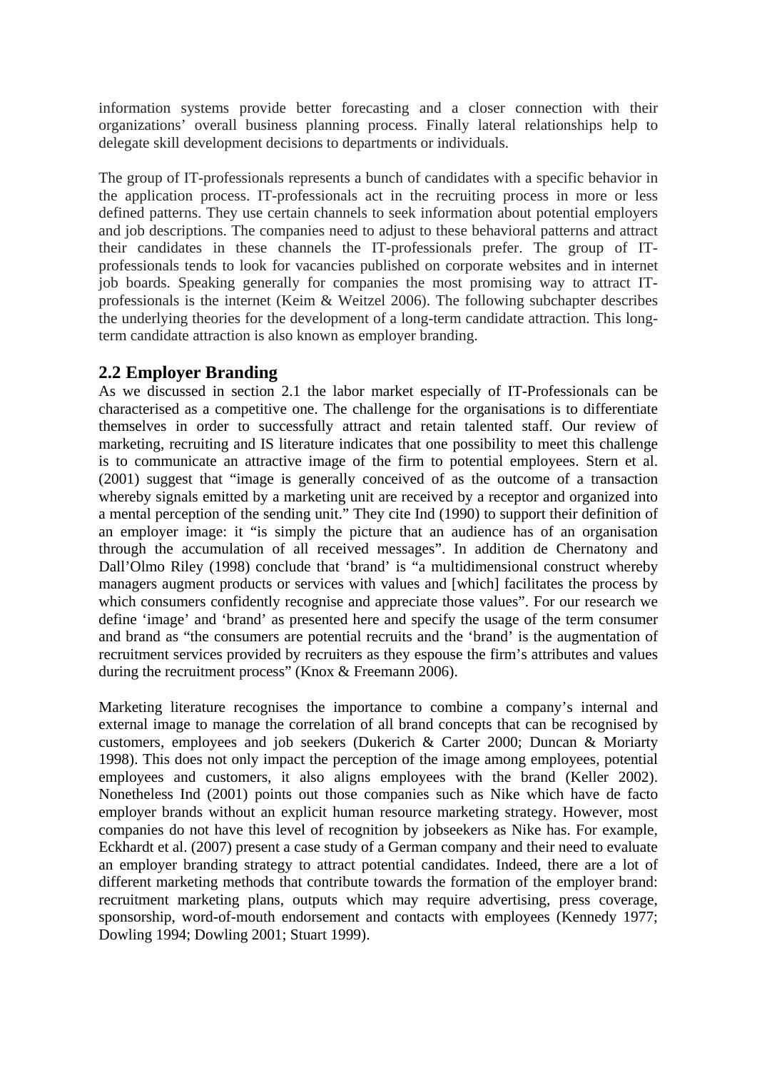information systems provide better forecasting and a closer connection with their organizations' overall business planning process. Finally lateral relationships help to delegate skill development decisions to departments or individuals.

The group of IT-professionals represents a bunch of candidates with a specific behavior in the application process. IT-professionals act in the recruiting process in more or less defined patterns. They use certain channels to seek information about potential employers and job descriptions. The companies need to adjust to these behavioral patterns and attract their candidates in these channels the IT-professionals prefer. The group of IT-professionals tends to look for vacancies published on corporate websites and in internet job boards. Speaking generally for companies the most promising way to attract IT-professionals is the internet (Keim & Weitzel 2006). The following subchapter describes the underlying theories for the development of a long-term candidate attraction. This long-term candidate attraction is also known as employer branding.

## 2.2 Employer Branding

As we discussed in section 2.1 the labor market especially of IT-Professionals can be characterised as a competitive one. The challenge for the organisations is to differentiate themselves in order to successfully attract and retain talented staff. Our review of marketing, recruiting and IS literature indicates that one possibility to meet this challenge is to communicate an attractive image of the firm to potential employees. Stern et al. (2001) suggest that "image is generally conceived of as the outcome of a transaction whereby signals emitted by a marketing unit are received by a receptor and organized into a mental perception of the sending unit." They cite Ind (1990) to support their definition of an employer image: it "is simply the picture that an audience has of an organisation through the accumulation of all received messages". In addition de Chernatony and Dall'Olmo Riley (1998) conclude that 'brand' is "a multidimensional construct whereby managers augment products or services with values and [which] facilitates the process by which consumers confidently recognise and appreciate those values". For our research we define 'image' and 'brand' as presented here and specify the usage of the term consumer and brand as "the consumers are potential recruits and the 'brand' is the augmentation of recruitment services provided by recruiters as they espouse the firm's attributes and values during the recruitment process" (Knox & Freemann 2006).

Marketing literature recognises the importance to combine a company's internal and external image to manage the correlation of all brand concepts that can be recognised by customers, employees and job seekers (Dukerich & Carter 2000; Duncan & Moriarty 1998). This does not only impact the perception of the image among employees, potential employees and customers, it also aligns employees with the brand (Keller 2002). Nonetheless Ind (2001) points out those companies such as Nike which have de facto employer brands without an explicit human resource marketing strategy. However, most companies do not have this level of recognition by jobseekers as Nike has. For example, Eckhardt et al. (2007) present a case study of a German company and their need to evaluate an employer branding strategy to attract potential candidates. Indeed, there are a lot of different marketing methods that contribute towards the formation of the employer brand: recruitment marketing plans, outputs which may require advertising, press coverage, sponsorship, word-of-mouth endorsement and contacts with employees (Kennedy 1977; Dowling 1994; Dowling 2001; Stuart 1999).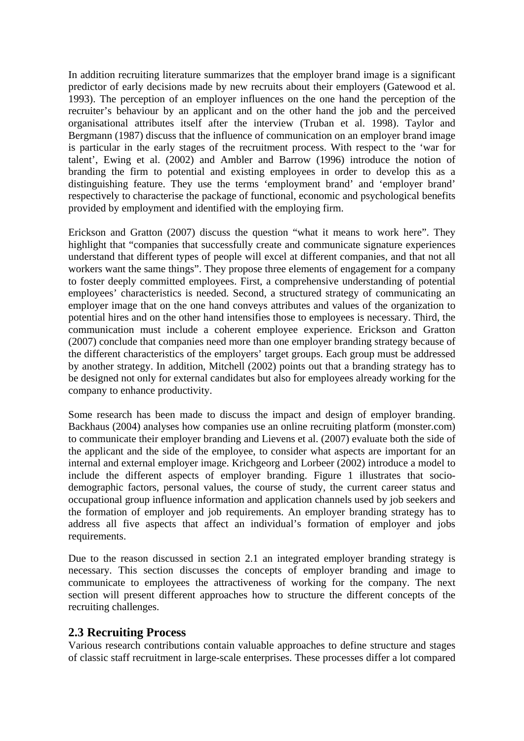In addition recruiting literature summarizes that the employer brand image is a significant predictor of early decisions made by new recruits about their employers (Gatewood et al. 1993). The perception of an employer influences on the one hand the perception of the recruiter's behaviour by an applicant and on the other hand the job and the perceived organisational attributes itself after the interview (Truban et al. 1998). Taylor and Bergmann (1987) discuss that the influence of communication on an employer brand image is particular in the early stages of the recruitment process. With respect to the 'war for talent', Ewing et al. (2002) and Ambler and Barrow (1996) introduce the notion of branding the firm to potential and existing employees in order to develop this as a distinguishing feature. They use the terms 'employment brand' and 'employer brand' respectively to characterise the package of functional, economic and psychological benefits provided by employment and identified with the employing firm.

Erickson and Gratton (2007) discuss the question "what it means to work here". They highlight that "companies that successfully create and communicate signature experiences understand that different types of people will excel at different companies, and that not all workers want the same things". They propose three elements of engagement for a company to foster deeply committed employees. First, a comprehensive understanding of potential employees' characteristics is needed. Second, a structured strategy of communicating an employer image that on the one hand conveys attributes and values of the organization to potential hires and on the other hand intensifies those to employees is necessary. Third, the communication must include a coherent employee experience. Erickson and Gratton (2007) conclude that companies need more than one employer branding strategy because of the different characteristics of the employers' target groups. Each group must be addressed by another strategy. In addition, Mitchell (2002) points out that a branding strategy has to be designed not only for external candidates but also for employees already working for the company to enhance productivity.

Some research has been made to discuss the impact and design of employer branding. Backhaus (2004) analyses how companies use an online recruiting platform (monster.com) to communicate their employer branding and Lievens et al. (2007) evaluate both the side of the applicant and the side of the employee, to consider what aspects are important for an internal and external employer image. Krichgeorg and Lorbeer (2002) introduce a model to include the different aspects of employer branding. Figure 1 illustrates that socio-demographic factors, personal values, the course of study, the current career status and occupational group influence information and application channels used by job seekers and the formation of employer and job requirements. An employer branding strategy has to address all five aspects that affect an individual's formation of employer and jobs requirements.

Due to the reason discussed in section 2.1 an integrated employer branding strategy is necessary. This section discusses the concepts of employer branding and image to communicate to employees the attractiveness of working for the company. The next section will present different approaches how to structure the different concepts of the recruiting challenges.

## 2.3 Recruiting Process

Various research contributions contain valuable approaches to define structure and stages of classic staff recruitment in large-scale enterprises. These processes differ a lot compared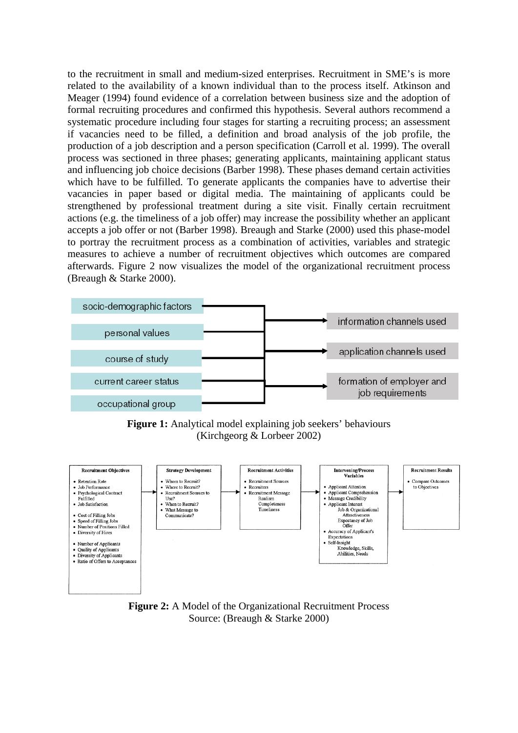to the recruitment in small and medium-sized enterprises. Recruitment in SME's is more related to the availability of a known individual than to the process itself. Atkinson and Meager (1994) found evidence of a correlation between business size and the adoption of formal recruiting procedures and confirmed this hypothesis. Several authors recommend a systematic procedure including four stages for starting a recruiting process; an assessment if vacancies need to be filled, a definition and broad analysis of the job profile, the production of a job description and a person specification (Carroll et al. 1999). The overall process was sectioned in three phases; generating applicants, maintaining applicant status and influencing job choice decisions (Barber 1998). These phases demand certain activities which have to be fulfilled. To generate applicants the companies have to advertise their vacancies in paper based or digital media. The maintaining of applicants could be strengthened by professional treatment during a site visit. Finally certain recruitment actions (e.g. the timeliness of a job offer) may increase the possibility whether an applicant accepts a job offer or not (Barber 1998). Breaugh and Starke (2000) used this phase-model to portray the recruitment process as a combination of activities, variables and strategic measures to achieve a number of recruitment objectives which outcomes are compared afterwards. Figure 2 now visualizes the model of the organizational recruitment process (Breaugh & Starke 2000).

**Figure 1:** Analytical model explaining job seekers' behaviours (Kirchgeorg & Lorbeer 2002)

**Figure 2:** A Model of the Organizational Recruitment Process
Source: (Breaugh & Starke 2000)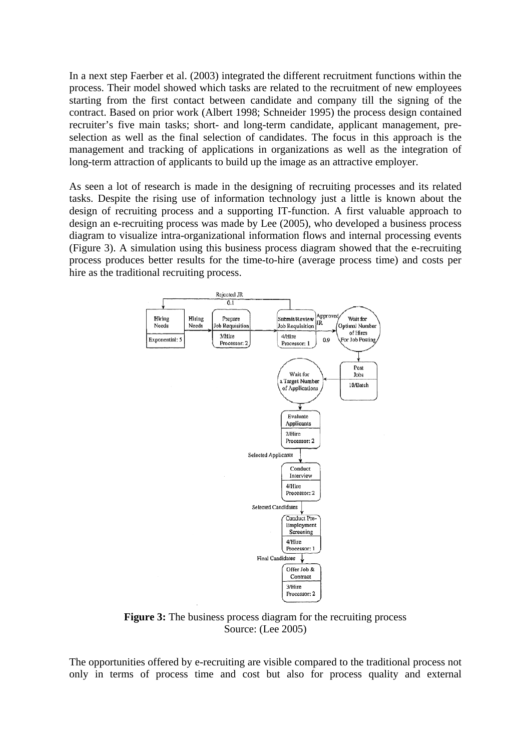In a next step Faerber et al. (2003) integrated the different recruitment functions within the process. Their model showed which tasks are related to the recruitment of new employees starting from the first contact between candidate and company till the signing of the contract. Based on prior work (Albert 1998; Schneider 1995) the process design contained recruiter's five main tasks; short- and long-term candidate, applicant management, pre-selection as well as the final selection of candidates. The focus in this approach is the management and tracking of applications in organizations as well as the integration of long-term attraction of applicants to build up the image as an attractive employer.

As seen a lot of research is made in the designing of recruiting processes and its related tasks. Despite the rising use of information technology just a little is known about the design of recruiting process and a supporting IT-function. A first valuable approach to design an e-recruiting process was made by Lee (2005), who developed a business process diagram to visualize intra-organizational information flows and internal processing events (Figure 3). A simulation using this business process diagram showed that the e-recruiting process produces better results for the time-to-hire (average process time) and costs per hire as the traditional recruiting process.

**Figure 3:** The business process diagram for the recruiting process
Source: (Lee 2005)

The opportunities offered by e-recruiting are visible compared to the traditional process not only in terms of process time and cost but also for process quality and external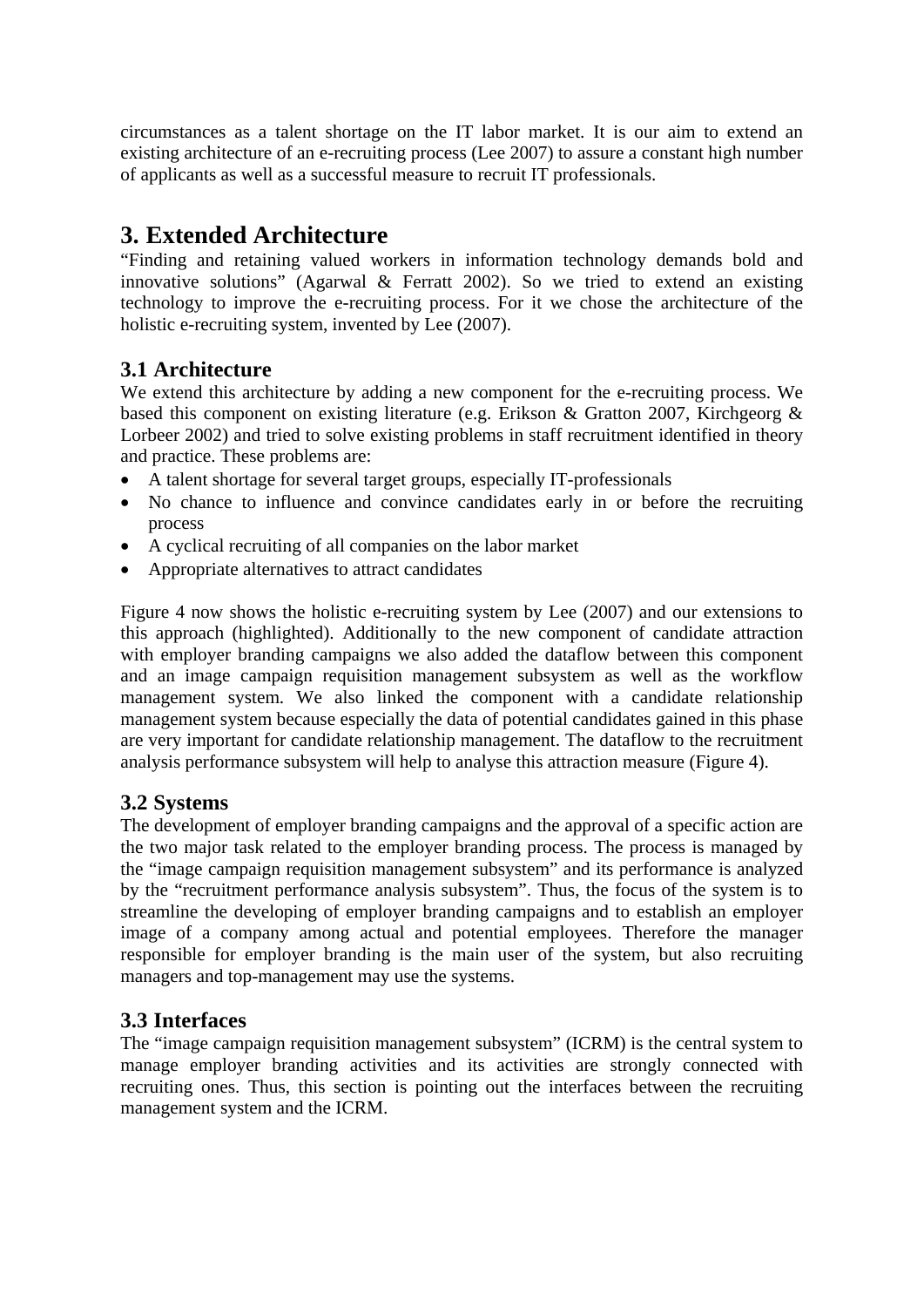circumstances as a talent shortage on the IT labor market. It is our aim to extend an existing architecture of an e-recruiting process (Lee 2007) to assure a constant high number of applicants as well as a successful measure to recruit IT professionals.

# 3. Extended Architecture

"Finding and retaining valued workers in information technology demands bold and innovative solutions" (Agarwal & Ferratt 2002). So we tried to extend an existing technology to improve the e-recruiting process. For it we chose the architecture of the holistic e-recruiting system, invented by Lee (2007).

## 3.1 Architecture

We extend this architecture by adding a new component for the e-recruiting process. We based this component on existing literature (e.g. Erikson & Gratton 2007, Kirchgeorg & Lorbeer 2002) and tried to solve existing problems in staff recruitment identified in theory and practice. These problems are:

- A talent shortage for several target groups, especially IT-professionals
- No chance to influence and convince candidates early in or before the recruiting process
- A cyclical recruiting of all companies on the labor market
- Appropriate alternatives to attract candidates

Figure 4 now shows the holistic e-recruiting system by Lee (2007) and our extensions to this approach (highlighted). Additionally to the new component of candidate attraction with employer branding campaigns we also added the dataflow between this component and an image campaign requisition management subsystem as well as the workflow management system. We also linked the component with a candidate relationship management system because especially the data of potential candidates gained in this phase are very important for candidate relationship management. The dataflow to the recruitment analysis performance subsystem will help to analyse this attraction measure (Figure 4).

## 3.2 Systems

The development of employer branding campaigns and the approval of a specific action are the two major task related to the employer branding process. The process is managed by the "image campaign requisition management subsystem" and its performance is analyzed by the "recruitment performance analysis subsystem". Thus, the focus of the system is to streamline the developing of employer branding campaigns and to establish an employer image of a company among actual and potential employees. Therefore the manager responsible for employer branding is the main user of the system, but also recruiting managers and top-management may use the systems.

## 3.3 Interfaces

The "image campaign requisition management subsystem" (ICRM) is the central system to manage employer branding activities and its activities are strongly connected with recruiting ones. Thus, this section is pointing out the interfaces between the recruiting management system and the ICRM.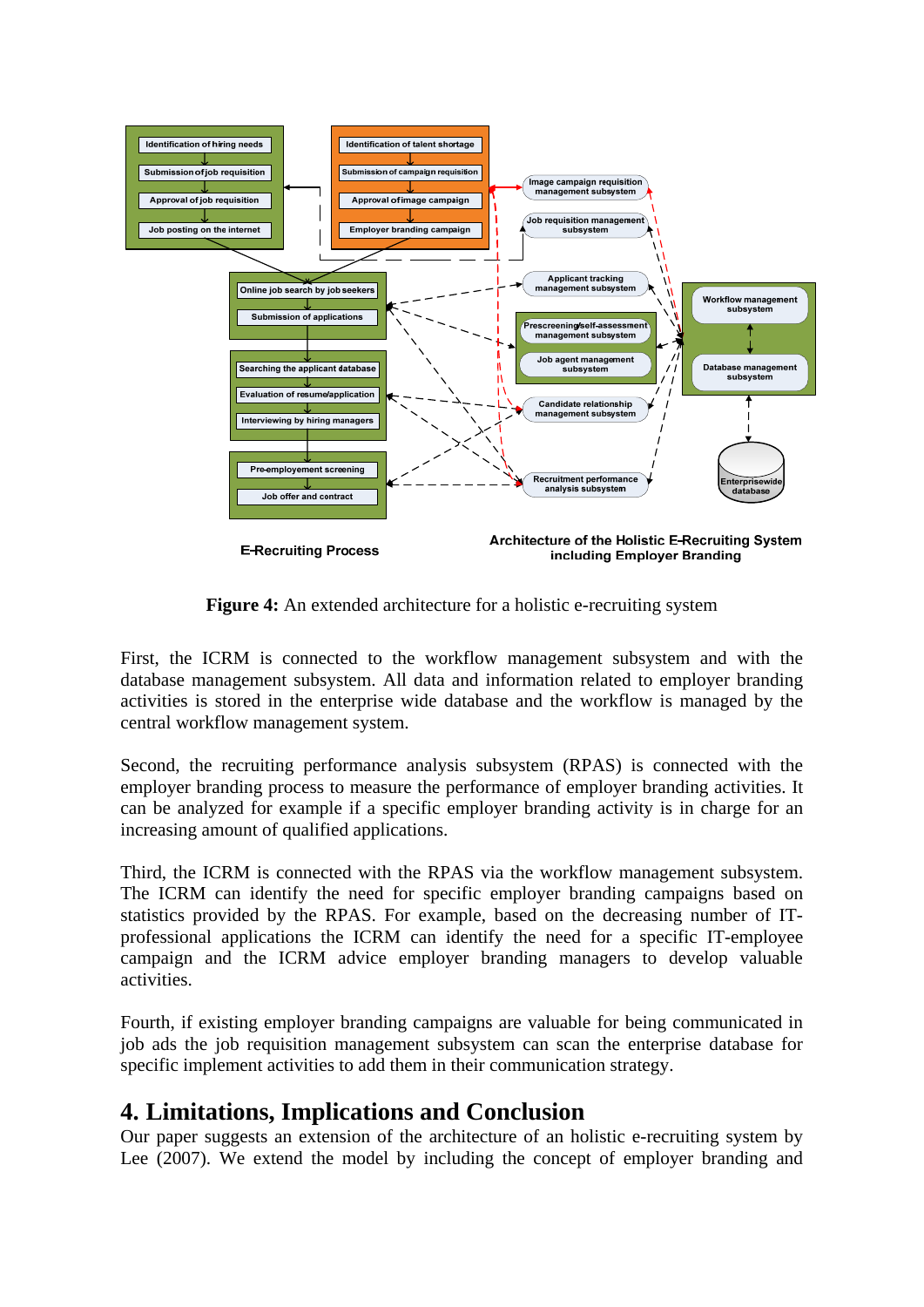**Figure 4:** An extended architecture for a holistic e-recruiting system

First, the ICRM is connected to the workflow management subsystem and with the database management subsystem. All data and information related to employer branding activities is stored in the enterprise wide database and the workflow is managed by the central workflow management system.

Second, the recruiting performance analysis subsystem (RPAS) is connected with the employer branding process to measure the performance of employer branding activities. It can be analyzed for example if a specific employer branding activity is in charge for an increasing amount of qualified applications.

Third, the ICRM is connected with the RPAS via the workflow management subsystem. The ICRM can identify the need for specific employer branding campaigns based on statistics provided by the RPAS. For example, based on the decreasing number of IT-professional applications the ICRM can identify the need for a specific IT-employee campaign and the ICRM advice employer branding managers to develop valuable activities.

Fourth, if existing employer branding campaigns are valuable for being communicated in job ads the job requisition management subsystem can scan the enterprise database for specific implement activities to add them in their communication strategy.

## 4. Limitations, Implications and Conclusion

Our paper suggests an extension of the architecture of an holistic e-recruiting system by Lee (2007). We extend the model by including the concept of employer branding and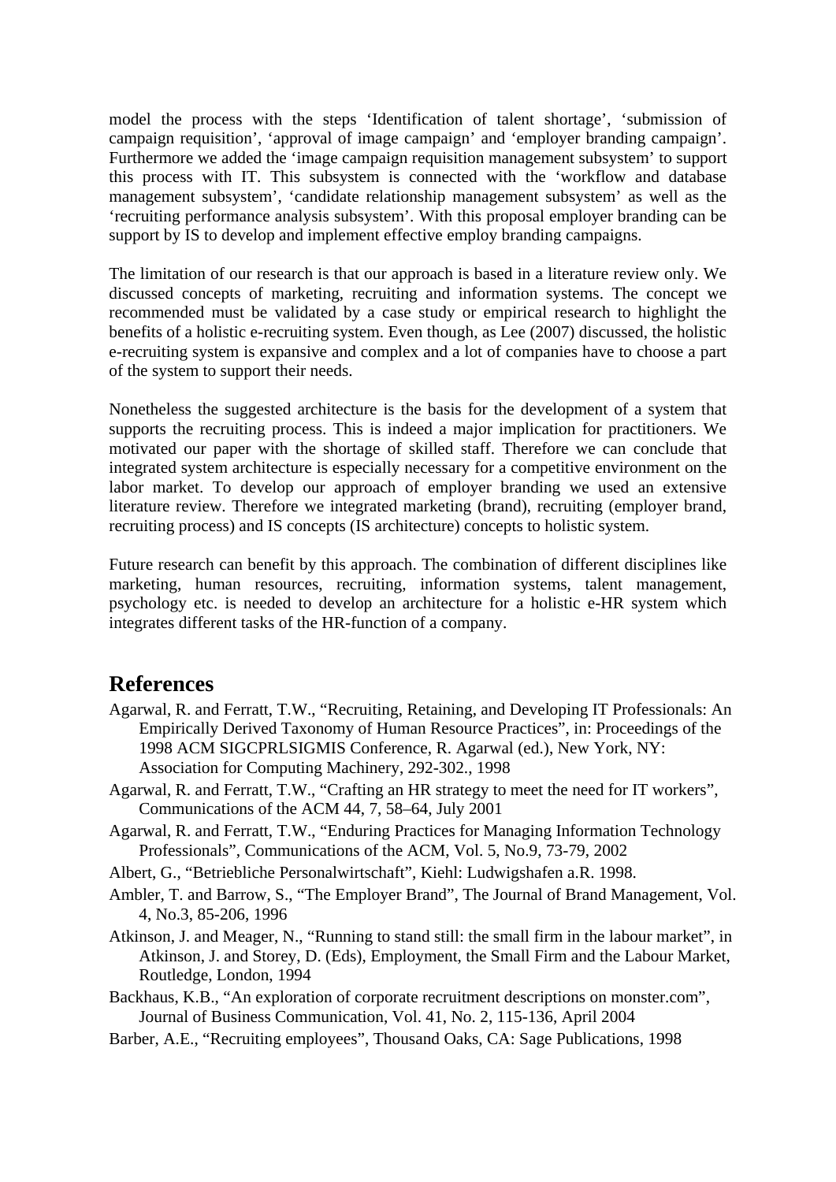model the process with the steps 'Identification of talent shortage', 'submission of campaign requisition', 'approval of image campaign' and 'employer branding campaign'. Furthermore we added the 'image campaign requisition management subsystem' to support this process with IT. This subsystem is connected with the 'workflow and database management subsystem', 'candidate relationship management subsystem' as well as the 'recruiting performance analysis subsystem'. With this proposal employer branding can be support by IS to develop and implement effective employ branding campaigns.

The limitation of our research is that our approach is based in a literature review only. We discussed concepts of marketing, recruiting and information systems. The concept we recommended must be validated by a case study or empirical research to highlight the benefits of a holistic e-recruiting system. Even though, as Lee (2007) discussed, the holistic e-recruiting system is expansive and complex and a lot of companies have to choose a part of the system to support their needs.

Nonetheless the suggested architecture is the basis for the development of a system that supports the recruiting process. This is indeed a major implication for practitioners. We motivated our paper with the shortage of skilled staff. Therefore we can conclude that integrated system architecture is especially necessary for a competitive environment on the labor market. To develop our approach of employer branding we used an extensive literature review. Therefore we integrated marketing (brand), recruiting (employer brand, recruiting process) and IS concepts (IS architecture) concepts to holistic system.

Future research can benefit by this approach. The combination of different disciplines like marketing, human resources, recruiting, information systems, talent management, psychology etc. is needed to develop an architecture for a holistic e-HR system which integrates different tasks of the HR-function of a company.

## References

Agarwal, R. and Ferratt, T.W., "Recruiting, Retaining, and Developing IT Professionals: An Empirically Derived Taxonomy of Human Resource Practices", in: Proceedings of the 1998 ACM SIGCPRLSIGMIS Conference, R. Agarwal (ed.), New York, NY: Association for Computing Machinery, 292-302., 1998

Agarwal, R. and Ferratt, T.W., "Crafting an HR strategy to meet the need for IT workers", Communications of the ACM 44, 7, 58–64, July 2001

Agarwal, R. and Ferratt, T.W., "Enduring Practices for Managing Information Technology Professionals", Communications of the ACM, Vol. 5, No.9, 73-79, 2002

Albert, G., "Betriebliche Personalwirtschaft", Kiehl: Ludwigshafen a.R. 1998.

Ambler, T. and Barrow, S., "The Employer Brand", The Journal of Brand Management, Vol. 4, No.3, 85-206, 1996

Atkinson, J. and Meager, N., "Running to stand still: the small firm in the labour market", in Atkinson, J. and Storey, D. (Eds), Employment, the Small Firm and the Labour Market, Routledge, London, 1994

Backhaus, K.B., "An exploration of corporate recruitment descriptions on monster.com", Journal of Business Communication, Vol. 41, No. 2, 115-136, April 2004

Barber, A.E., "Recruiting employees", Thousand Oaks, CA: Sage Publications, 1998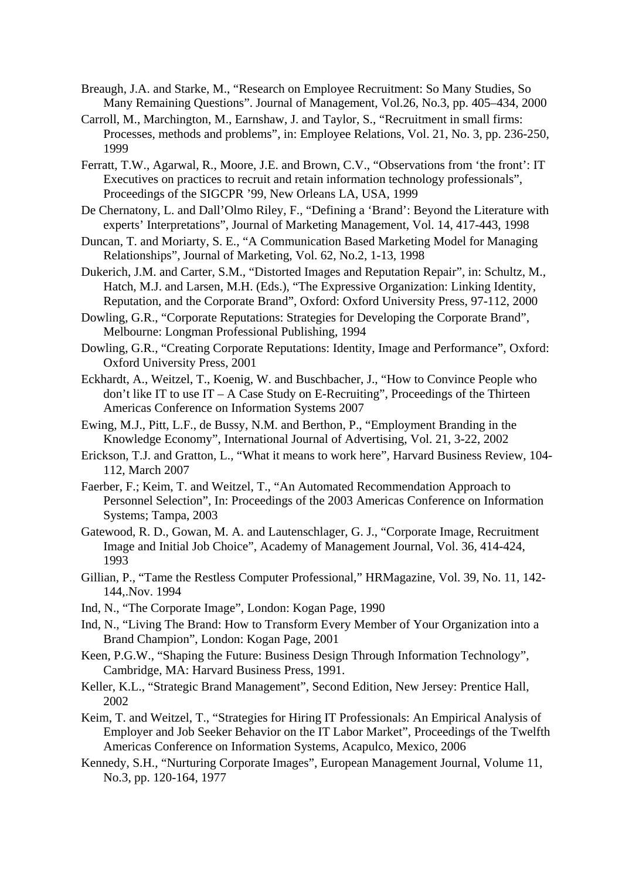Breaugh, J.A. and Starke, M., “Research on Employee Recruitment: So Many Studies, So Many Remaining Questions”. Journal of Management, Vol.26, No.3, pp. 405–434, 2000

Carroll, M., Marchington, M., Earnshaw, J. and Taylor, S., “Recruitment in small firms: Processes, methods and problems”, in: Employee Relations, Vol. 21, No. 3, pp. 236-250, 1999

Ferratt, T.W., Agarwal, R., Moore, J.E. and Brown, C.V., “Observations from ‘the front’: IT Executives on practices to recruit and retain information technology professionals”, Proceedings of the SIGCPR ’99, New Orleans LA, USA, 1999

De Chernatony, L. and Dall’Olmo Riley, F., “Defining a ‘Brand’: Beyond the Literature with experts’ Interpretations”, Journal of Marketing Management, Vol. 14, 417-443, 1998

Duncan, T. and Moriarty, S. E., “A Communication Based Marketing Model for Managing Relationships”, Journal of Marketing, Vol. 62, No.2, 1-13, 1998

Dukerich, J.M. and Carter, S.M., “Distorted Images and Reputation Repair”, in: Schultz, M., Hatch, M.J. and Larsen, M.H. (Eds.), “The Expressive Organization: Linking Identity, Reputation, and the Corporate Brand”, Oxford: Oxford University Press, 97-112, 2000

Dowling, G.R., “Corporate Reputations: Strategies for Developing the Corporate Brand”, Melbourne: Longman Professional Publishing, 1994

Dowling, G.R., “Creating Corporate Reputations: Identity, Image and Performance”, Oxford: Oxford University Press, 2001

Eckhardt, A., Weitzel, T., Koenig, W. and Buschbacher, J., “How to Convince People who don’t like IT to use IT – A Case Study on E-Recruiting”, Proceedings of the Thirteen Americas Conference on Information Systems 2007

Ewing, M.J., Pitt, L.F., de Bussy, N.M. and Berthon, P., “Employment Branding in the Knowledge Economy”, International Journal of Advertising, Vol. 21, 3-22, 2002

Erickson, T.J. and Gratton, L., “What it means to work here”, Harvard Business Review, 104-112, March 2007

Faerber, F.; Keim, T. and Weitzel, T., “An Automated Recommendation Approach to Personnel Selection”, In: Proceedings of the 2003 Americas Conference on Information Systems; Tampa, 2003

Gatewood, R. D., Gowan, M. A. and Lautenschlager, G. J., “Corporate Image, Recruitment Image and Initial Job Choice”, Academy of Management Journal, Vol. 36, 414-424, 1993

Gillian, P., “Tame the Restless Computer Professional,” HRMagazine, Vol. 39, No. 11, 142-144,.Nov. 1994

Ind, N., “The Corporate Image”, London: Kogan Page, 1990

Ind, N., “Living The Brand: How to Transform Every Member of Your Organization into a Brand Champion”, London: Kogan Page, 2001

Keen, P.G.W., “Shaping the Future: Business Design Through Information Technology”, Cambridge, MA: Harvard Business Press, 1991.

Keller, K.L., “Strategic Brand Management”, Second Edition, New Jersey: Prentice Hall, 2002

Keim, T. and Weitzel, T., “Strategies for Hiring IT Professionals: An Empirical Analysis of Employer and Job Seeker Behavior on the IT Labor Market”, Proceedings of the Twelfth Americas Conference on Information Systems, Acapulco, Mexico, 2006

Kennedy, S.H., “Nurturing Corporate Images”, European Management Journal, Volume 11, No.3, pp. 120-164, 1977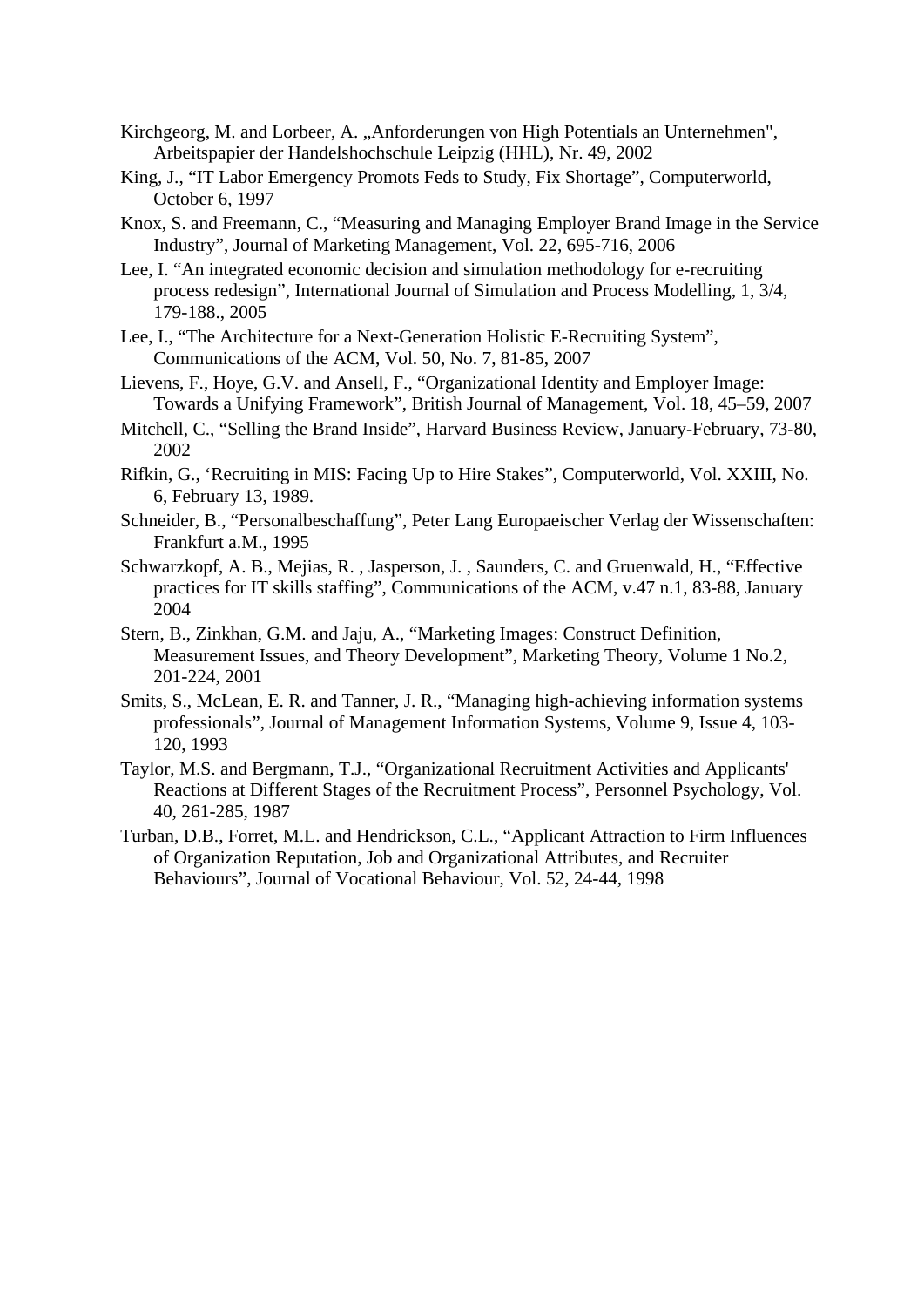Kirchgeorg, M. and Lorbeer, A. „Anforderungen von High Potentials an Unternehmen", Arbeitspapier der Handelshochschule Leipzig (HHL), Nr. 49, 2002

King, J., "IT Labor Emergency Promots Feds to Study, Fix Shortage", Computerworld, October 6, 1997

Knox, S. and Freemann, C., "Measuring and Managing Employer Brand Image in the Service Industry", Journal of Marketing Management, Vol. 22, 695-716, 2006

Lee, I. "An integrated economic decision and simulation methodology for e-recruiting process redesign", International Journal of Simulation and Process Modelling, 1, 3/4, 179-188., 2005

Lee, I., "The Architecture for a Next-Generation Holistic E-Recruiting System", Communications of the ACM, Vol. 50, No. 7, 81-85, 2007

Lievens, F., Hoye, G.V. and Ansell, F., "Organizational Identity and Employer Image: Towards a Unifying Framework", British Journal of Management, Vol. 18, 45–59, 2007

Mitchell, C., "Selling the Brand Inside", Harvard Business Review, January-February, 73-80, 2002

Rifkin, G., 'Recruiting in MIS: Facing Up to Hire Stakes", Computerworld, Vol. XXIII, No. 6, February 13, 1989.

Schneider, B., "Personalbeschaffung", Peter Lang Europaeischer Verlag der Wissenschaften: Frankfurt a.M., 1995

Schwarzkopf, A. B., Mejias, R. , Jasperson, J. , Saunders, C. and Gruenwald, H., "Effective practices for IT skills staffing", Communications of the ACM, v.47 n.1, 83-88, January 2004

Stern, B., Zinkhan, G.M. and Jaju, A., "Marketing Images: Construct Definition, Measurement Issues, and Theory Development", Marketing Theory, Volume 1 No.2, 201-224, 2001

Smits, S., McLean, E. R. and Tanner, J. R., "Managing high-achieving information systems professionals", Journal of Management Information Systems, Volume 9, Issue 4, 103-120, 1993

Taylor, M.S. and Bergmann, T.J., "Organizational Recruitment Activities and Applicants' Reactions at Different Stages of the Recruitment Process", Personnel Psychology, Vol. 40, 261-285, 1987

Turban, D.B., Forret, M.L. and Hendrickson, C.L., "Applicant Attraction to Firm Influences of Organization Reputation, Job and Organizational Attributes, and Recruiter Behaviours", Journal of Vocational Behaviour, Vol. 52, 24-44, 1998